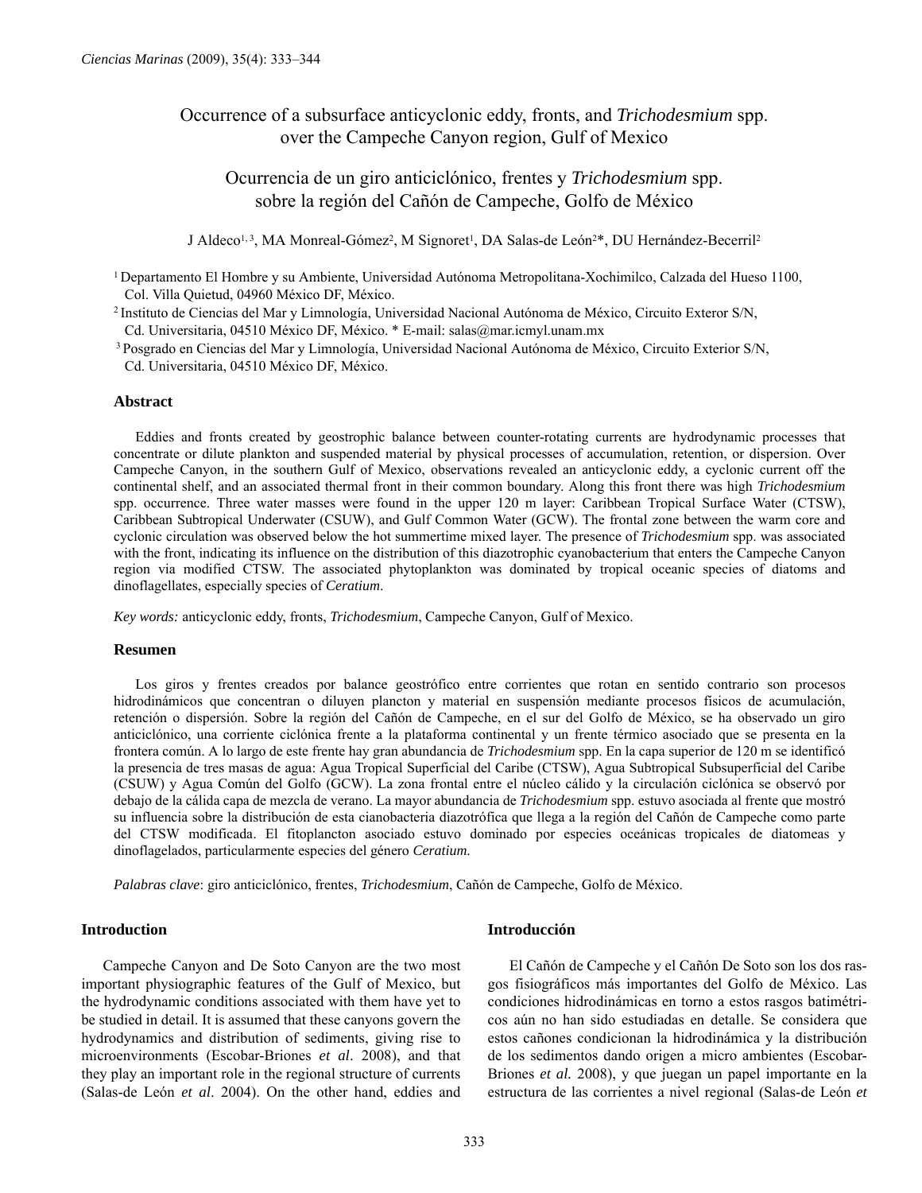# Occurrence of a subsurface anticyclonic eddy, fronts, and *Trichodesmium* spp. over the Campeche Canyon region, Gulf of Mexico

# Ocurrencia de un giro anticiclónico, frentes y *Trichodesmium* spp. sobre la región del Cañón de Campeche, Golfo de México

J Aldeco[1,3], MA Monreal-Gómez[2], M Signoret[1], DA Salas-de León[2]*, DU Hernández-Becerril[2]

[1] Departamento El Hombre y su Ambiente, Universidad Autónoma Metropolitana-Xochimilco, Calzada del Hueso 1100, Col. Villa Quietud, 04960 México DF, México.

[2] Instituto de Ciencias del Mar y Limnología, Universidad Nacional Autónoma de México, Circuito Exteror S/N, Cd. Universitaria, 04510 México DF, México. * E-mail: salas@mar.icmyl.unam.mx

[3] Posgrado en Ciencias del Mar y Limnología, Universidad Nacional Autónoma de México, Circuito Exterior S/N, Cd. Universitaria, 04510 México DF, México.

## Abstract

Eddies and fronts created by geostrophic balance between counter-rotating currents are hydrodynamic processes that concentrate or dilute plankton and suspended material by physical processes of accumulation, retention, or dispersion. Over Campeche Canyon, in the southern Gulf of Mexico, observations revealed an anticyclonic eddy, a cyclonic current off the continental shelf, and an associated thermal front in their common boundary. Along this front there was high *Trichodesmium* spp. occurrence. Three water masses were found in the upper 120 m layer: Caribbean Tropical Surface Water (CTSW), Caribbean Subtropical Underwater (CSUW), and Gulf Common Water (GCW). The frontal zone between the warm core and cyclonic circulation was observed below the hot summertime mixed layer. The presence of *Trichodesmium* spp. was associated with the front, indicating its influence on the distribution of this diazotrophic cyanobacterium that enters the Campeche Canyon region via modified CTSW. The associated phytoplankton was dominated by tropical oceanic species of diatoms and dinoflagellates, especially species of *Ceratium*.

*Key words:* anticyclonic eddy, fronts, *Trichodesmium*, Campeche Canyon, Gulf of Mexico.

## Resumen

Los giros y frentes creados por balance geostrófico entre corrientes que rotan en sentido contrario son procesos hidrodinámicos que concentran o diluyen plancton y material en suspensión mediante procesos físicos de acumulación, retención o dispersión. Sobre la región del Cañón de Campeche, en el sur del Golfo de México, se ha observado un giro anticiclónico, una corriente ciclónica frente a la plataforma continental y un frente térmico asociado que se presenta en la frontera común. A lo largo de este frente hay gran abundancia de *Trichodesmium* spp. En la capa superior de 120 m se identificó la presencia de tres masas de agua: Agua Tropical Superficial del Caribe (CTSW), Agua Subtropical Subsuperficial del Caribe (CSUW) y Agua Común del Golfo (GCW). La zona frontal entre el núcleo cálido y la circulación ciclónica se observó por debajo de la cálida capa de mezcla de verano. La mayor abundancia de *Trichodesmium* spp. estuvo asociada al frente que mostró su influencia sobre la distribución de esta cianobacteria diazotrófica que llega a la región del Cañón de Campeche como parte del CTSW modificada. El fitoplancton asociado estuvo dominado por especies oceánicas tropicales de diatomeas y dinoflagelados, particularmente especies del género *Ceratium*.

*Palabras clave*: giro anticiclónico, frentes, *Trichodesmium*, Cañón de Campeche, Golfo de México.

## Introduction

Campeche Canyon and De Soto Canyon are the two most important physiographic features of the Gulf of Mexico, but the hydrodynamic conditions associated with them have yet to be studied in detail. It is assumed that these canyons govern the hydrodynamics and distribution of sediments, giving rise to microenvironments (Escobar-Briones *et al*. 2008), and that they play an important role in the regional structure of currents (Salas-de León *et al*. 2004). On the other hand, eddies and

## Introducción

El Cañón de Campeche y el Cañón De Soto son los dos rasgos fisiográficos más importantes del Golfo de México. Las condiciones hidrodinámicas en torno a estos rasgos batimétricos aún no han sido estudiadas en detalle. Se considera que estos cañones condicionan la hidrodinámica y la distribución de los sedimentos dando origen a micro ambientes (Escobar-Briones *et al.* 2008), y que juegan un papel importante en la estructura de las corrientes a nivel regional (Salas-de León *et*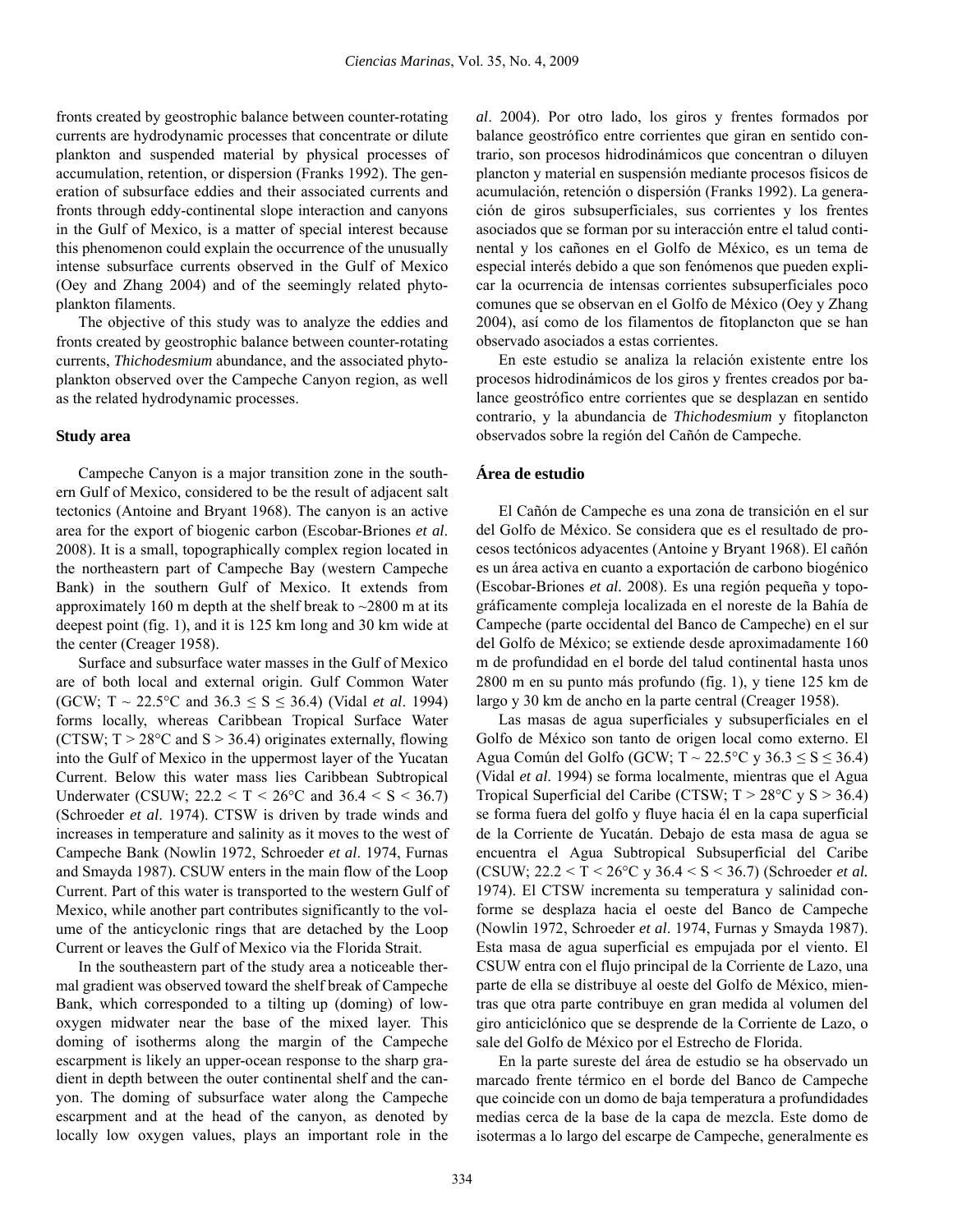fronts created by geostrophic balance between counter-rotating currents are hydrodynamic processes that concentrate or dilute plankton and suspended material by physical processes of accumulation, retention, or dispersion (Franks 1992). The generation of subsurface eddies and their associated currents and fronts through eddy-continental slope interaction and canyons in the Gulf of Mexico, is a matter of special interest because this phenomenon could explain the occurrence of the unusually intense subsurface currents observed in the Gulf of Mexico (Oey and Zhang 2004) and of the seemingly related phytoplankton filaments.

The objective of this study was to analyze the eddies and fronts created by geostrophic balance between counter-rotating currents, *Thichodesmium* abundance, and the associated phytoplankton observed over the Campeche Canyon region, as well as the related hydrodynamic processes.

## Study area

Campeche Canyon is a major transition zone in the southern Gulf of Mexico, considered to be the result of adjacent salt tectonics (Antoine and Bryant 1968). The canyon is an active area for the export of biogenic carbon (Escobar-Briones *et al*. 2008). It is a small, topographically complex region located in the northeastern part of Campeche Bay (western Campeche Bank) in the southern Gulf of Mexico. It extends from approximately 160 m depth at the shelf break to ~2800 m at its deepest point (fig. 1), and it is 125 km long and 30 km wide at the center (Creager 1958).

Surface and subsurface water masses in the Gulf of Mexico are of both local and external origin. Gulf Common Water (GCW; $T \sim 22.5$°C and $36.3 \leq S \leq 36.4$) (Vidal *et al*. 1994) forms locally, whereas Caribbean Tropical Surface Water (CTSW; $T > 28$°C and $S > 36.4$) originates externally, flowing into the Gulf of Mexico in the uppermost layer of the Yucatan Current. Below this water mass lies Caribbean Subtropical Underwater (CSUW; $22.2 < T < 26$°C and $36.4 < S < 36.7$) (Schroeder *et al*. 1974). CTSW is driven by trade winds and increases in temperature and salinity as it moves to the west of Campeche Bank (Nowlin 1972, Schroeder *et al*. 1974, Furnas and Smayda 1987). CSUW enters in the main flow of the Loop Current. Part of this water is transported to the western Gulf of Mexico, while another part contributes significantly to the volume of the anticyclonic rings that are detached by the Loop Current or leaves the Gulf of Mexico via the Florida Strait.

In the southeastern part of the study area a noticeable thermal gradient was observed toward the shelf break of Campeche Bank, which corresponded to a tilting up (doming) of low-oxygen midwater near the base of the mixed layer. This doming of isotherms along the margin of the Campeche escarpment is likely an upper-ocean response to the sharp gradient in depth between the outer continental shelf and the canyon. The doming of subsurface water along the Campeche escarpment and at the head of the canyon, as denoted by locally low oxygen values, plays an important role in the

*al*. 2004). Por otro lado, los giros y frentes formados por balance geostrófico entre corrientes que giran en sentido contrario, son procesos hidrodinámicos que concentran o diluyen plancton y material en suspensión mediante procesos físicos de acumulación, retención o dispersión (Franks 1992). La generación de giros subsuperficiales, sus corrientes y los frentes asociados que se forman por su interacción entre el talud continental y los cañones en el Golfo de México, es un tema de especial interés debido a que son fenómenos que pueden explicar la ocurrencia de intensas corrientes subsuperficiales poco comunes que se observan en el Golfo de México (Oey y Zhang 2004), así como de los filamentos de fitoplancton que se han observado asociados a estas corrientes.

En este estudio se analiza la relación existente entre los procesos hidrodinámicos de los giros y frentes creados por balance geostrófico entre corrientes que se desplazan en sentido contrario, y la abundancia de *Thichodesmium* y fitoplancton observados sobre la región del Cañón de Campeche.

## Área de estudio

El Cañón de Campeche es una zona de transición en el sur del Golfo de México. Se considera que es el resultado de procesos tectónicos adyacentes (Antoine y Bryant 1968). El cañón es un área activa en cuanto a exportación de carbono biogénico (Escobar-Briones *et al.* 2008). Es una región pequeña y topográficamente compleja localizada en el noreste de la Bahía de Campeche (parte occidental del Banco de Campeche) en el sur del Golfo de México; se extiende desde aproximadamente 160 m de profundidad en el borde del talud continental hasta unos 2800 m en su punto más profundo (fig. 1), y tiene 125 km de largo y 30 km de ancho en la parte central (Creager 1958).

Las masas de agua superficiales y subsuperficiales en el Golfo de México son tanto de origen local como externo. El Agua Común del Golfo (GCW; $T \sim 22.5$°C y $36.3 \leq S \leq 36.4$) (Vidal *et al*. 1994) se forma localmente, mientras que el Agua Tropical Superficial del Caribe (CTSW; $T > 28$°C y $S > 36.4$) se forma fuera del golfo y fluye hacia él en la capa superficial de la Corriente de Yucatán. Debajo de esta masa de agua se encuentra el Agua Subtropical Subsuperficial del Caribe (CSUW; $22.2 < T < 26$°C y $36.4 < S < 36.7$) (Schroeder *et al.* 1974). El CTSW incrementa su temperatura y salinidad conforme se desplaza hacia el oeste del Banco de Campeche (Nowlin 1972, Schroeder *et al*. 1974, Furnas y Smayda 1987). Esta masa de agua superficial es empujada por el viento. El CSUW entra con el flujo principal de la Corriente de Lazo, una parte de ella se distribuye al oeste del Golfo de México, mientras que otra parte contribuye en gran medida al volumen del giro anticiclónico que se desprende de la Corriente de Lazo, o sale del Golfo de México por el Estrecho de Florida.

En la parte sureste del área de estudio se ha observado un marcado frente térmico en el borde del Banco de Campeche que coincide con un domo de baja temperatura a profundidades medias cerca de la base de la capa de mezcla. Este domo de isotermas a lo largo del escarpe de Campeche, generalmente es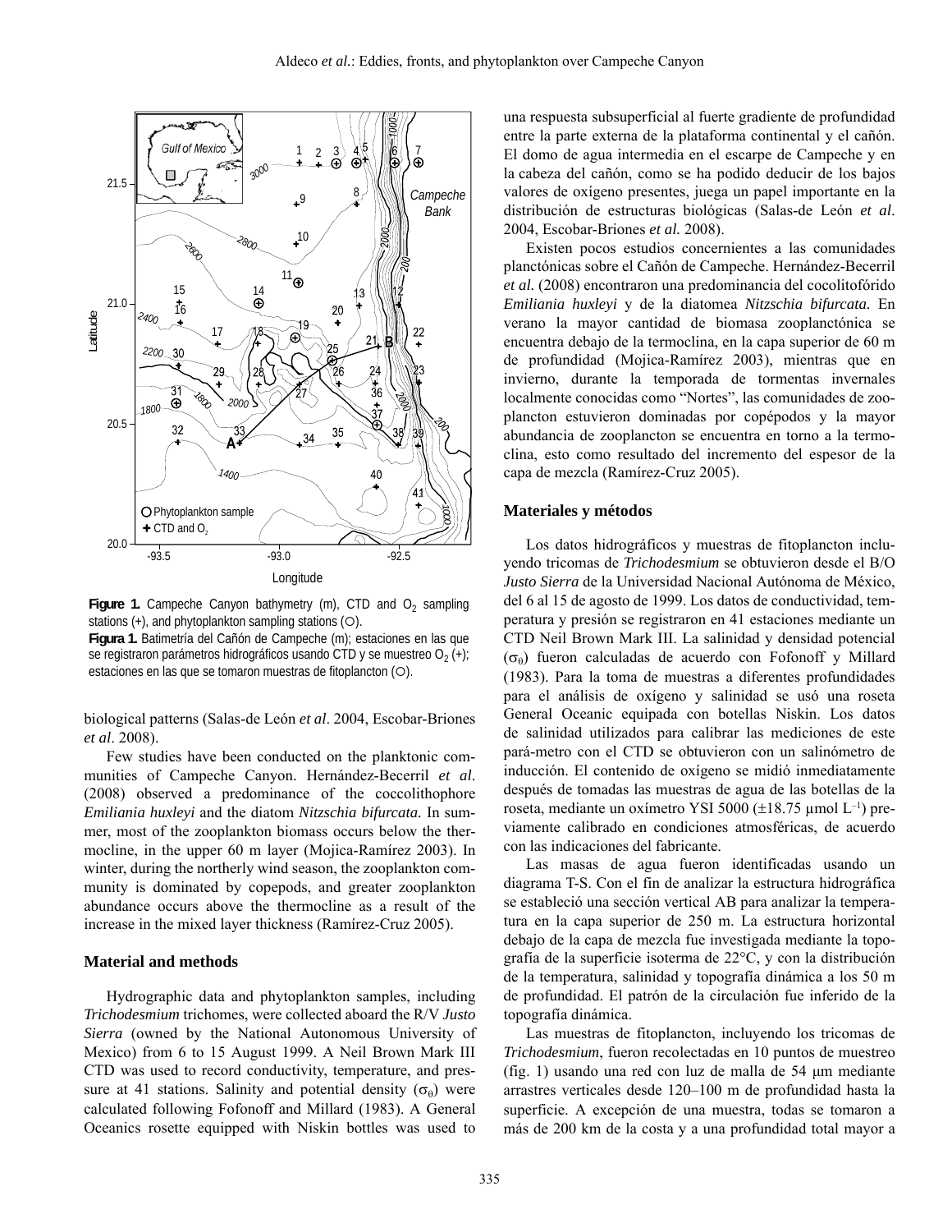**Figure 1.** Campeche Canyon bathymetry (m), CTD and $O_2$ sampling stations (+), and phytoplankton sampling stations (○).

**Figura 1.** Batimetría del Cañón de Campeche (m); estaciones en las que se registraron parámetros hidrográficos usando CTD y se muestreo $O_2$ (+); estaciones en las que se tomaron muestras de fitoplancton (○).

biological patterns (Salas-de León *et al*. 2004, Escobar-Briones *et al*. 2008).

Few studies have been conducted on the planktonic communities of Campeche Canyon. Hernández-Becerril *et al*. (2008) observed a predominance of the coccolithophore *Emiliania huxleyi* and the diatom *Nitzschia bifurcata.* In summer, most of the zooplankton biomass occurs below the thermocline, in the upper 60 m layer (Mojica-Ramírez 2003). In winter, during the northerly wind season, the zooplankton community is dominated by copepods, and greater zooplankton abundance occurs above the thermocline as a result of the increase in the mixed layer thickness (Ramírez-Cruz 2005).

## Material and methods

Hydrographic data and phytoplankton samples, including *Trichodesmium* trichomes, were collected aboard the R/V *Justo Sierra* (owned by the National Autonomous University of Mexico) from 6 to 15 August 1999. A Neil Brown Mark III CTD was used to record conductivity, temperature, and pressure at 41 stations. Salinity and potential density ($\sigma_\theta$) were calculated following Fofonoff and Millard (1983). A General Oceanics rosette equipped with Niskin bottles was used to

una respuesta subsuperficial al fuerte gradiente de profundidad entre la parte externa de la plataforma continental y el cañón. El domo de agua intermedia en el escarpe de Campeche y en la cabeza del cañón, como se ha podido deducir de los bajos valores de oxígeno presentes, juega un papel importante en la distribución de estructuras biológicas (Salas-de León *et al*. 2004, Escobar-Briones *et al.* 2008).

Existen pocos estudios concernientes a las comunidades planctónicas sobre el Cañón de Campeche. Hernández-Becerril *et al.* (2008) encontraron una predominancia del cocolitofórido *Emiliania huxleyi* y de la diatomea *Nitzschia bifurcata.* En verano la mayor cantidad de biomasa zooplanctónica se encuentra debajo de la termoclina, en la capa superior de 60 m de profundidad (Mojica-Ramírez 2003), mientras que en invierno, durante la temporada de tormentas invernales localmente conocidas como "Nortes", las comunidades de zooplancton estuvieron dominadas por copépodos y la mayor abundancia de zooplancton se encuentra en torno a la termoclina, esto como resultado del incremento del espesor de la capa de mezcla (Ramírez-Cruz 2005).

## Materiales y métodos

Los datos hidrográficos y muestras de fitoplancton incluyendo tricomas de *Trichodesmium* se obtuvieron desde el B/O *Justo Sierra* de la Universidad Nacional Autónoma de México, del 6 al 15 de agosto de 1999. Los datos de conductividad, temperatura y presión se registraron en 41 estaciones mediante un CTD Neil Brown Mark III. La salinidad y densidad potencial ($\sigma_\theta$) fueron calculadas de acuerdo con Fofonoff y Millard (1983). Para la toma de muestras a diferentes profundidades para el análisis de oxígeno y salinidad se usó una roseta General Oceanic equipada con botellas Niskin. Los datos de salinidad utilizados para calibrar las mediciones de este pará-metro con el CTD se obtuvieron con un salinómetro de inducción. El contenido de oxígeno se midió inmediatamente después de tomadas las muestras de agua de las botellas de la roseta, mediante un oxímetro YSI 5000 (±18.75 µmol $L^{-1}$) previamente calibrado en condiciones atmosféricas, de acuerdo con las indicaciones del fabricante.

Las masas de agua fueron identificadas usando un diagrama T-S. Con el fin de analizar la estructura hidrográfica se estableció una sección vertical AB para analizar la temperatura en la capa superior de 250 m. La estructura horizontal debajo de la capa de mezcla fue investigada mediante la topografía de la superficie isoterma de 22°C, y con la distribución de la temperatura, salinidad y topografía dinámica a los 50 m de profundidad. El patrón de la circulación fue inferido de la topografía dinámica.

Las muestras de fitoplancton, incluyendo los tricomas de *Trichodesmium*, fueron recolectadas en 10 puntos de muestreo (fig. 1) usando una red con luz de malla de 54 µm mediante arrastres verticales desde 120–100 m de profundidad hasta la superficie. A excepción de una muestra, todas se tomaron a más de 200 km de la costa y a una profundidad total mayor a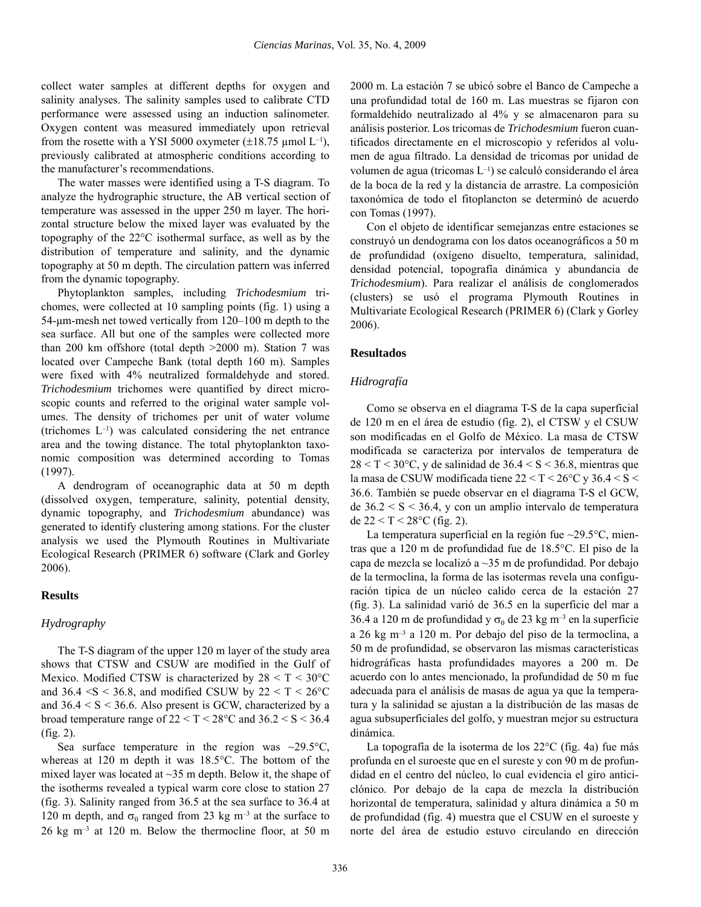collect water samples at different depths for oxygen and salinity analyses. The salinity samples used to calibrate CTD performance were assessed using an induction salinometer. Oxygen content was measured immediately upon retrieval from the rosette with a YSI 5000 oxymeter (±18.75 µmol $L^{-1}$), previously calibrated at atmospheric conditions according to the manufacturer's recommendations.

The water masses were identified using a T-S diagram. To analyze the hydrographic structure, the AB vertical section of temperature was assessed in the upper 250 m layer. The horizontal structure below the mixed layer was evaluated by the topography of the 22°C isothermal surface, as well as by the distribution of temperature and salinity, and the dynamic topography at 50 m depth. The circulation pattern was inferred from the dynamic topography.

Phytoplankton samples, including *Trichodesmium* trichomes, were collected at 10 sampling points (fig. 1) using a 54-µm-mesh net towed vertically from 120–100 m depth to the sea surface. All but one of the samples were collected more than 200 km offshore (total depth >2000 m). Station 7 was located over Campeche Bank (total depth 160 m). Samples were fixed with 4% neutralized formaldehyde and stored. *Trichodesmium* trichomes were quantified by direct microscopic counts and referred to the original water sample volumes. The density of trichomes per unit of water volume (trichomes $L^{-1}$) was calculated considering the net entrance area and the towing distance. The total phytoplankton taxonomic composition was determined according to Tomas (1997).

A dendrogram of oceanographic data at 50 m depth (dissolved oxygen, temperature, salinity, potential density, dynamic topography, and *Trichodesmium* abundance) was generated to identify clustering among stations. For the cluster analysis we used the Plymouth Routines in Multivariate Ecological Research (PRIMER 6) software (Clark and Gorley 2006).

## Results

### *Hydrography*

The T-S diagram of the upper 120 m layer of the study area shows that CTSW and CSUW are modified in the Gulf of Mexico. Modified CTSW is characterized by $28 < T < 30$°C and $36.4 < S < 36.8$, and modified CSUW by $22 < T < 26$°C and $36.4 < S < 36.6$. Also present is GCW, characterized by a broad temperature range of $22 < T < 28$°C and $36.2 < S < 36.4$ (fig. 2).

Sea surface temperature in the region was ~29.5°C, whereas at 120 m depth it was 18.5°C. The bottom of the mixed layer was located at ~35 m depth. Below it, the shape of the isotherms revealed a typical warm core close to station 27 (fig. 3). Salinity ranged from 36.5 at the sea surface to 36.4 at 120 m depth, and $\sigma_\theta$ ranged from 23 kg $m^{-3}$ at the surface to 26 kg $m^{-3}$ at 120 m. Below the thermocline floor, at 50 m

2000 m. La estación 7 se ubicó sobre el Banco de Campeche a una profundidad total de 160 m. Las muestras se fijaron con formaldehído neutralizado al 4% y se almacenaron para su análisis posterior. Los tricomas de *Trichodesmium* fueron cuantificados directamente en el microscopio y referidos al volumen de agua filtrado. La densidad de tricomas por unidad de volumen de agua (tricomas $L^{-1}$) se calculó considerando el área de la boca de la red y la distancia de arrastre. La composición taxonómica de todo el fitoplancton se determinó de acuerdo con Tomas (1997).

Con el objeto de identificar semejanzas entre estaciones se construyó un dendograma con los datos oceanográficos a 50 m de profundidad (oxígeno disuelto, temperatura, salinidad, densidad potencial, topografía dinámica y abundancia de *Trichodesmium*). Para realizar el análisis de conglomerados (clusters) se usó el programa Plymouth Routines in Multivariate Ecological Research (PRIMER 6) (Clark y Gorley 2006).

## Resultados

### *Hidrografía*

Como se observa en el diagrama T-S de la capa superficial de 120 m en el área de estudio (fig. 2), el CTSW y el CSUW son modificadas en el Golfo de México. La masa de CTSW modificada se caracteriza por intervalos de temperatura de $28 < T < 30$°C, y de salinidad de $36.4 < S < 36.8$, mientras que la masa de CSUW modificada tiene $22 < T < 26$°C y $36.4 < S < 36.6$. También se puede observar en el diagrama T-S el GCW, de $36.2 < S < 36.4$, y con un amplio intervalo de temperatura de $22 < T < 28$°C (fig. 2).

La temperatura superficial en la región fue ~29.5°C, mientras que a 120 m de profundidad fue de 18.5°C. El piso de la capa de mezcla se localizó a ~35 m de profundidad. Por debajo de la termoclina, la forma de las isotermas revela una configuración típica de un núcleo calido cerca de la estación 27 (fig. 3). La salinidad varió de 36.5 en la superficie del mar a 36.4 a 120 m de profundidad y $\sigma_\theta$ de 23 kg $m^{-3}$ en la superficie a 26 kg $m^{-3}$ a 120 m. Por debajo del piso de la termoclina, a 50 m de profundidad, se observaron las mismas características hidrográficas hasta profundidades mayores a 200 m. De acuerdo con lo antes mencionado, la profundidad de 50 m fue adecuada para el análisis de masas de agua ya que la temperatura y la salinidad se ajustan a la distribución de las masas de agua subsuperficiales del golfo, y muestran mejor su estructura dinámica.

La topografía de la isoterma de los 22°C (fig. 4a) fue más profunda en el suroeste que en el sureste y con 90 m de profundidad en el centro del núcleo, lo cual evidencia el giro anticiclónico. Por debajo de la capa de mezcla la distribución horizontal de temperatura, salinidad y altura dinámica a 50 m de profundidad (fig. 4) muestra que el CSUW en el suroeste y norte del área de estudio estuvo circulando en dirección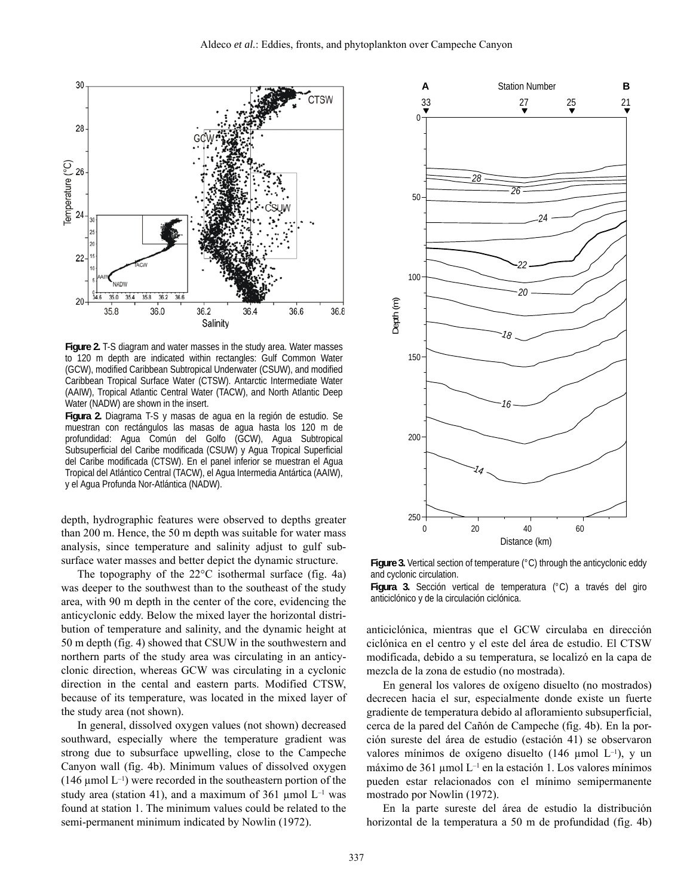**Figure 2.** T-S diagram and water masses in the study area. Water masses to 120 m depth are indicated within rectangles: Gulf Common Water (GCW), modified Caribbean Subtropical Underwater (CSUW), and modified Caribbean Tropical Surface Water (CTSW). Antarctic Intermediate Water (AAIW), Tropical Atlantic Central Water (TACW), and North Atlantic Deep Water (NADW) are shown in the insert.

**Figura 2.** Diagrama T-S y masas de agua en la región de estudio. Se muestran con rectángulos las masas de agua hasta los 120 m de profundidad: Agua Común del Golfo (GCW), Agua Subtropical Subsuperficial del Caribe modificada (CSUW) y Agua Tropical Superficial del Caribe modificada (CTSW). En el panel inferior se muestran el Agua Tropical del Atlántico Central (TACW), el Agua Intermedia Antártica (AAIW), y el Agua Profunda Nor-Atlántica (NADW).

**Figure 3.** Vertical section of temperature (°C) through the anticyclonic eddy and cyclonic circulation.

**Figura 3.** Sección vertical de temperatura (°C) a través del giro anticiclónico y de la circulación ciclónica.

depth, hydrographic features were observed to depths greater than 200 m. Hence, the 50 m depth was suitable for water mass analysis, since temperature and salinity adjust to gulf subsurface water masses and better depict the dynamic structure.

The topography of the 22°C isothermal surface (fig. 4a) was deeper to the southwest than to the southeast of the study area, with 90 m depth in the center of the core, evidencing the anticyclonic eddy. Below the mixed layer the horizontal distribution of temperature and salinity, and the dynamic height at 50 m depth (fig. 4) showed that CSUW in the southwestern and northern parts of the study area was circulating in an anticyclonic direction, whereas GCW was circulating in a cyclonic direction in the cental and eastern parts. Modified CTSW, because of its temperature, was located in the mixed layer of the study area (not shown).

In general, dissolved oxygen values (not shown) decreased southward, especially where the temperature gradient was strong due to subsurface upwelling, close to the Campeche Canyon wall (fig. 4b). Minimum values of dissolved oxygen (146 µmol $L^{-1}$) were recorded in the southeastern portion of the study area (station 41), and a maximum of 361 µmol $L^{-1}$ was found at station 1. The minimum values could be related to the semi-permanent minimum indicated by Nowlin (1972).

anticiclónica, mientras que el GCW circulaba en dirección ciclónica en el centro y el este del área de estudio. El CTSW modificada, debido a su temperatura, se localizó en la capa de mezcla de la zona de estudio (no mostrada).

En general los valores de oxígeno disuelto (no mostrados) decrecen hacia el sur, especialmente donde existe un fuerte gradiente de temperatura debido al afloramiento subsuperficial, cerca de la pared del Cañón de Campeche (fig. 4b). En la porción sureste del área de estudio (estación 41) se observaron valores mínimos de oxígeno disuelto (146 µmol $L^{-1}$), y un máximo de 361 µmol $L^{-1}$ en la estación 1. Los valores mínimos pueden estar relacionados con el mínimo semipermanente mostrado por Nowlin (1972).

En la parte sureste del área de estudio la distribución horizontal de la temperatura a 50 m de profundidad (fig. 4b)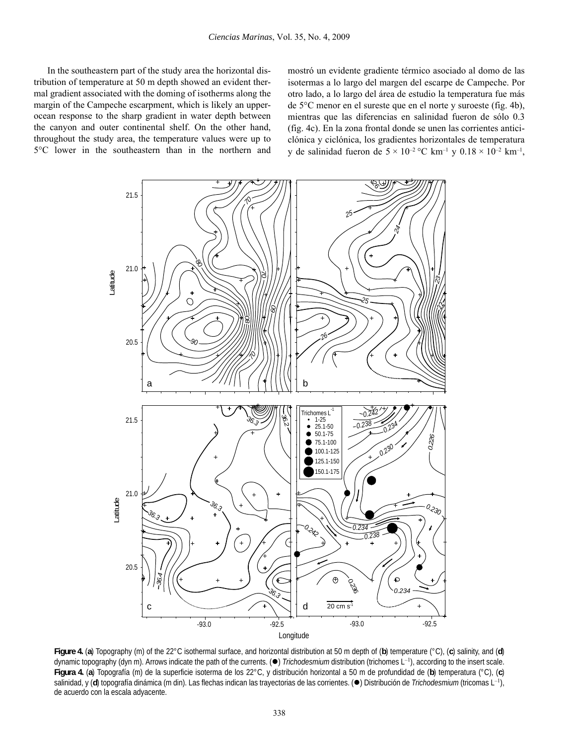In the southeastern part of the study area the horizontal distribution of temperature at 50 m depth showed an evident thermal gradient associated with the doming of isotherms along the margin of the Campeche escarpment, which is likely an upper-ocean response to the sharp gradient in water depth between the canyon and outer continental shelf. On the other hand, throughout the study area, the temperature values were up to 5°C lower in the southeastern than in the northern and

mostró un evidente gradiente térmico asociado al domo de las isotermas a lo largo del margen del escarpe de Campeche. Por otro lado, a lo largo del área de estudio la temperatura fue más de 5°C menor en el sureste que en el norte y suroeste (fig. 4b), mientras que las diferencias en salinidad fueron de sólo 0.3 (fig. 4c). En la zona frontal donde se unen las corrientes anticiclónica y ciclónica, los gradientes horizontales de temperatura y de salinidad fueron de $5 \times 10^{-2}$ °C km$^{-1}$ y $0.18 \times 10^{-2}$ km$^{-1}$,

**Figure 4.** (**a**) Topography (m) of the 22°C isothermal surface, and horizontal distribution at 50 m depth of (**b**) temperature (°C), (**c**) salinity, and (**d**) dynamic topography (dyn m). Arrows indicate the path of the currents. (●) *Trichodesmium* distribution (trichomes L$^{-1}$), according to the insert scale.
**Figura 4.** (**a**) Topografía (m) de la superficie isoterma de los 22°C, y distribución horizontal a 50 m de profundidad de (**b**) temperatura (°C), (**c**) salinidad, y (**d**) topografía dinámica (m din). Las flechas indican las trayectorias de las corrientes. (●) Distribución de *Trichodesmium* (tricomas L$^{-1}$), de acuerdo con la escala adyacente.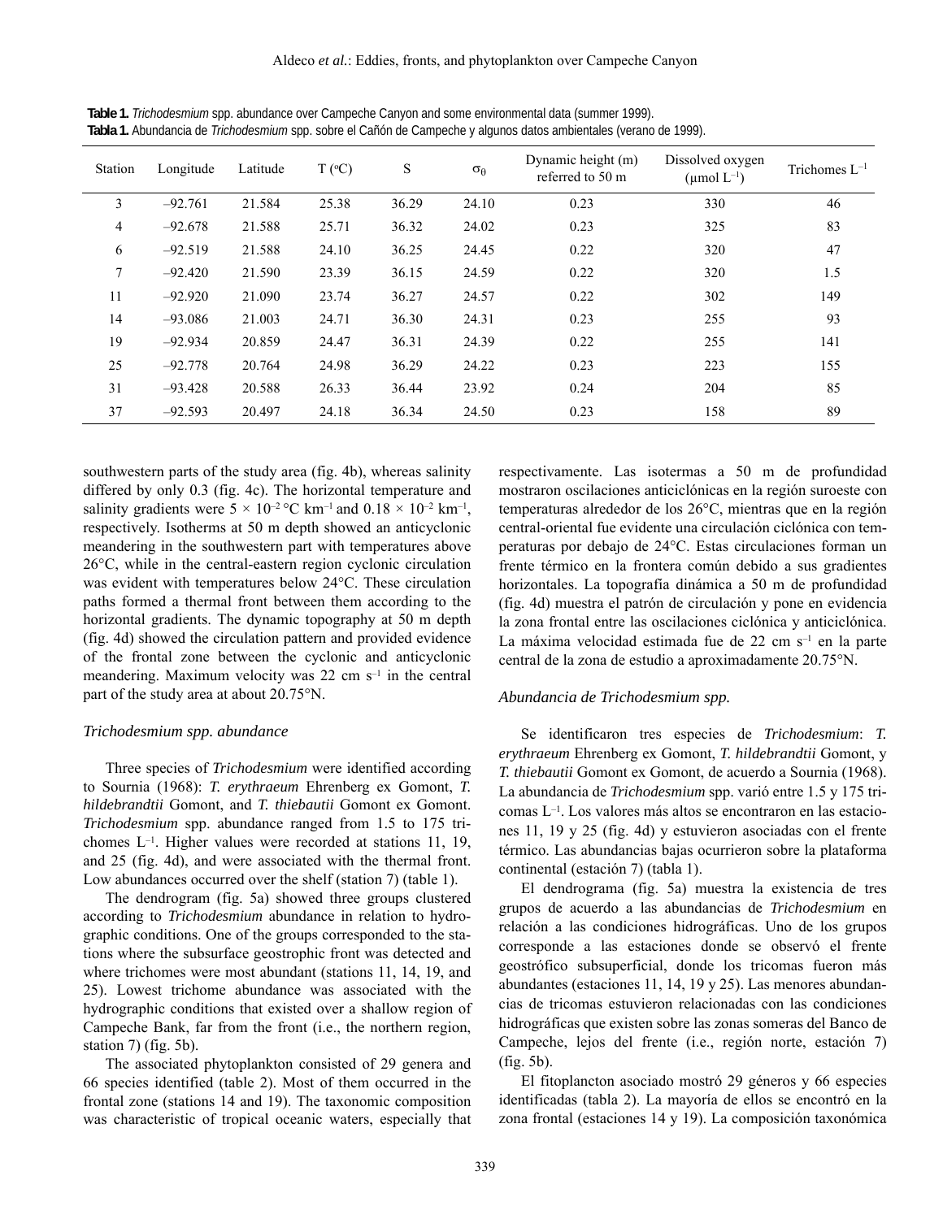**Table 1.** *Trichodesmium* spp. abundance over Campeche Canyon and some environmental data (summer 1999).
**Tabla 1.** Abundancia de *Trichodesmium* spp. sobre el Cañón de Campeche y algunos datos ambientales (verano de 1999).

| Station | Longitude | Latitude | T (°C) | S | $\sigma_\theta$ | Dynamic height (m) referred to 50 m | Dissolved oxygen ($\mu$mol L$^{-1}$) | Trichomes L$^{-1}$ |
|---|---|---|---|---|---|---|---|---|
| 3 | –92.761 | 21.584 | 25.38 | 36.29 | 24.10 | 0.23 | 330 | 46 |
| 4 | –92.678 | 21.588 | 25.71 | 36.32 | 24.02 | 0.23 | 325 | 83 |
| 6 | –92.519 | 21.588 | 24.10 | 36.25 | 24.45 | 0.22 | 320 | 47 |
| 7 | –92.420 | 21.590 | 23.39 | 36.15 | 24.59 | 0.22 | 320 | 1.5 |
| 11 | –92.920 | 21.090 | 23.74 | 36.27 | 24.57 | 0.22 | 302 | 149 |
| 14 | –93.086 | 21.003 | 24.71 | 36.30 | 24.31 | 0.23 | 255 | 93 |
| 19 | –92.934 | 20.859 | 24.47 | 36.31 | 24.39 | 0.22 | 255 | 141 |
| 25 | –92.778 | 20.764 | 24.98 | 36.29 | 24.22 | 0.23 | 223 | 155 |
| 31 | –93.428 | 20.588 | 26.33 | 36.44 | 23.92 | 0.24 | 204 | 85 |
| 37 | –92.593 | 20.497 | 24.18 | 36.34 | 24.50 | 0.23 | 158 | 89 |

southwestern parts of the study area (fig. 4b), whereas salinity differed by only 0.3 (fig. 4c). The horizontal temperature and salinity gradients were $5 \times 10^{-2}$ °C km$^{-1}$ and $0.18 \times 10^{-2}$ km$^{-1}$, respectively. Isotherms at 50 m depth showed an anticyclonic meandering in the southwestern part with temperatures above 26°C, while in the central-eastern region cyclonic circulation was evident with temperatures below 24°C. These circulation paths formed a thermal front between them according to the horizontal gradients. The dynamic topography at 50 m depth (fig. 4d) showed the circulation pattern and provided evidence of the frontal zone between the cyclonic and anticyclonic meandering. Maximum velocity was 22 cm s$^{-1}$ in the central part of the study area at about 20.75°N.

### *Trichodesmium spp. abundance*

Three species of *Trichodesmium* were identified according to Sournia (1968): *T. erythraeum* Ehrenberg ex Gomont, *T. hildebrandtii* Gomont, and *T. thiebautii* Gomont ex Gomont. *Trichodesmium* spp. abundance ranged from 1.5 to 175 trichomes L$^{-1}$. Higher values were recorded at stations 11, 19, and 25 (fig. 4d), and were associated with the thermal front. Low abundances occurred over the shelf (station 7) (table 1).

The dendrogram (fig. 5a) showed three groups clustered according to *Trichodesmium* abundance in relation to hydrographic conditions. One of the groups corresponded to the stations where the subsurface geostrophic front was detected and where trichomes were most abundant (stations 11, 14, 19, and 25). Lowest trichome abundance was associated with the hydrographic conditions that existed over a shallow region of Campeche Bank, far from the front (i.e., the northern region, station 7) (fig. 5b).

The associated phytoplankton consisted of 29 genera and 66 species identified (table 2). Most of them occurred in the frontal zone (stations 14 and 19). The taxonomic composition was characteristic of tropical oceanic waters, especially that

respectivamente. Las isotermas a 50 m de profundidad mostraron oscilaciones anticiclónicas en la región suroeste con temperaturas alrededor de los 26°C, mientras que en la región central-oriental fue evidente una circulación ciclónica con temperaturas por debajo de 24°C. Estas circulaciones forman un frente térmico en la frontera común debido a sus gradientes horizontales. La topografía dinámica a 50 m de profundidad (fig. 4d) muestra el patrón de circulación y pone en evidencia la zona frontal entre las oscilaciones ciclónica y anticiclónica. La máxima velocidad estimada fue de 22 cm s$^{-1}$ en la parte central de la zona de estudio a aproximadamente 20.75°N.

### *Abundancia de Trichodesmium spp.*

Se identificaron tres especies de *Trichodesmium*: *T. erythraeum* Ehrenberg ex Gomont, *T. hildebrandtii* Gomont, y *T. thiebautii* Gomont ex Gomont, de acuerdo a Sournia (1968). La abundancia de *Trichodesmium* spp. varió entre 1.5 y 175 tricomas L$^{-1}$. Los valores más altos se encontraron en las estaciones 11, 19 y 25 (fig. 4d) y estuvieron asociadas con el frente térmico. Las abundancias bajas ocurrieron sobre la plataforma continental (estación 7) (tabla 1).

El dendrograma (fig. 5a) muestra la existencia de tres grupos de acuerdo a las abundancias de *Trichodesmium* en relación a las condiciones hidrográficas. Uno de los grupos corresponde a las estaciones donde se observó el frente geostrófico subsuperficial, donde los tricomas fueron más abundantes (estaciones 11, 14, 19 y 25). Las menores abundancias de tricomas estuvieron relacionadas con las condiciones hidrográficas que existen sobre las zonas someras del Banco de Campeche, lejos del frente (i.e., región norte, estación 7) (fig. 5b).

El fitoplancton asociado mostró 29 géneros y 66 especies identificadas (tabla 2). La mayoría de ellos se encontró en la zona frontal (estaciones 14 y 19). La composición taxonómica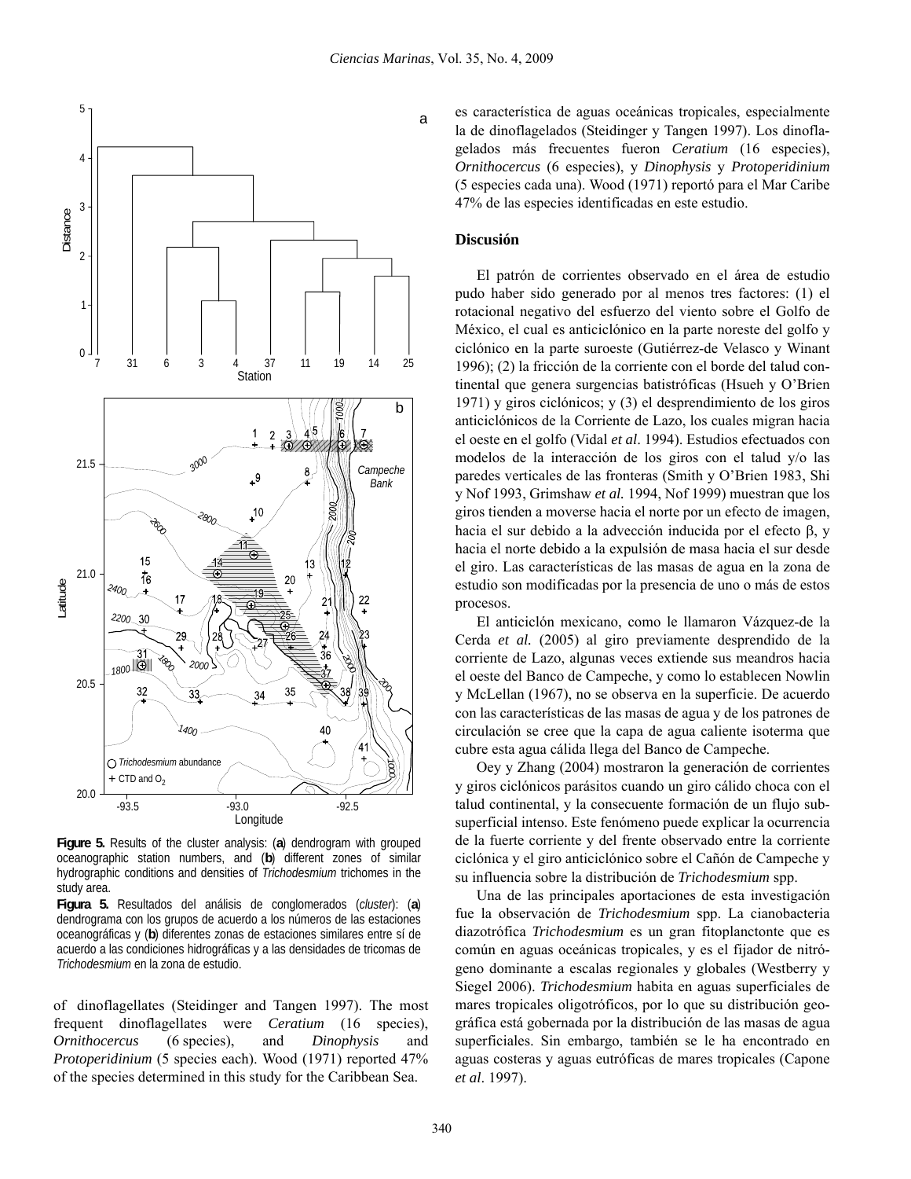Figure 5. Results of the cluster analysis: (**a**) dendrogram with grouped oceanographic station numbers, and (**b**) different zones of similar hydrographic conditions and densities of *Trichodesmium* trichomes in the study area.

Figura 5. Resultados del análisis de conglomerados (*cluster*): (**a**) dendrograma con los grupos de acuerdo a los números de las estaciones oceanográficas y (**b**) diferentes zonas de estaciones similares entre sí de acuerdo a las condiciones hidrográficas y a las densidades de tricomas de *Trichodesmium* en la zona de estudio.

of dinoflagellates (Steidinger and Tangen 1997). The most frequent dinoflagellates were *Ceratium* (16 species), *Ornithocercus* (6 species), and *Dinophysis* and *Protoperidinium* (5 species each). Wood (1971) reported 47% of the species determined in this study for the Caribbean Sea.

es característica de aguas oceánicas tropicales, especialmente la de dinoflagelados (Steidinger y Tangen 1997). Los dinoflagelados más frecuentes fueron *Ceratium* (16 especies), *Ornithocercus* (6 especies), y *Dinophysis* y *Protoperidinium* (5 especies cada una). Wood (1971) reportó para el Mar Caribe 47% de las especies identificadas en este estudio.

## Discusión

El patrón de corrientes observado en el área de estudio pudo haber sido generado por al menos tres factores: (1) el rotacional negativo del esfuerzo del viento sobre el Golfo de México, el cual es anticiclónico en la parte noreste del golfo y ciclónico en la parte suroeste (Gutiérrez-de Velasco y Winant 1996); (2) la fricción de la corriente con el borde del talud continental que genera surgencias batistróficas (Hsueh y O'Brien 1971) y giros ciclónicos; y (3) el desprendimiento de los giros anticiclónicos de la Corriente de Lazo, los cuales migran hacia el oeste en el golfo (Vidal *et al*. 1994). Estudios efectuados con modelos de la interacción de los giros con el talud y/o las paredes verticales de las fronteras (Smith y O'Brien 1983, Shi y Nof 1993, Grimshaw *et al.* 1994, Nof 1999) muestran que los giros tienden a moverse hacia el norte por un efecto de imagen, hacia el sur debido a la advección inducida por el efecto $\beta$, y hacia el norte debido a la expulsión de masa hacia el sur desde el giro. Las características de las masas de agua en la zona de estudio son modificadas por la presencia de uno o más de estos procesos.

El anticiclón mexicano, como le llamaron Vázquez-de la Cerda *et al.* (2005) al giro previamente desprendido de la corriente de Lazo, algunas veces extiende sus meandros hacia el oeste del Banco de Campeche, y como lo establecen Nowlin y McLellan (1967), no se observa en la superficie. De acuerdo con las características de las masas de agua y de los patrones de circulación se cree que la capa de agua caliente isoterma que cubre esta agua cálida llega del Banco de Campeche.

Oey y Zhang (2004) mostraron la generación de corrientes y giros ciclónicos parásitos cuando un giro cálido choca con el talud continental, y la consecuente formación de un flujo subsuperficial intenso. Este fenómeno puede explicar la ocurrencia de la fuerte corriente y del frente observado entre la corriente ciclónica y el giro anticiclónico sobre el Cañón de Campeche y su influencia sobre la distribución de *Trichodesmium* spp.

Una de las principales aportaciones de esta investigación fue la observación de *Trichodesmium* spp. La cianobacteria diazotrófica *Trichodesmium* es un gran fitoplanctonte que es común en aguas oceánicas tropicales, y es el fijador de nitrógeno dominante a escalas regionales y globales (Westberry y Siegel 2006). *Trichodesmium* habita en aguas superficiales de mares tropicales oligotróficos, por lo que su distribución geográfica está gobernada por la distribución de las masas de agua superficiales. Sin embargo, también se le ha encontrado en aguas costeras y aguas eutróficas de mares tropicales (Capone *et al*. 1997).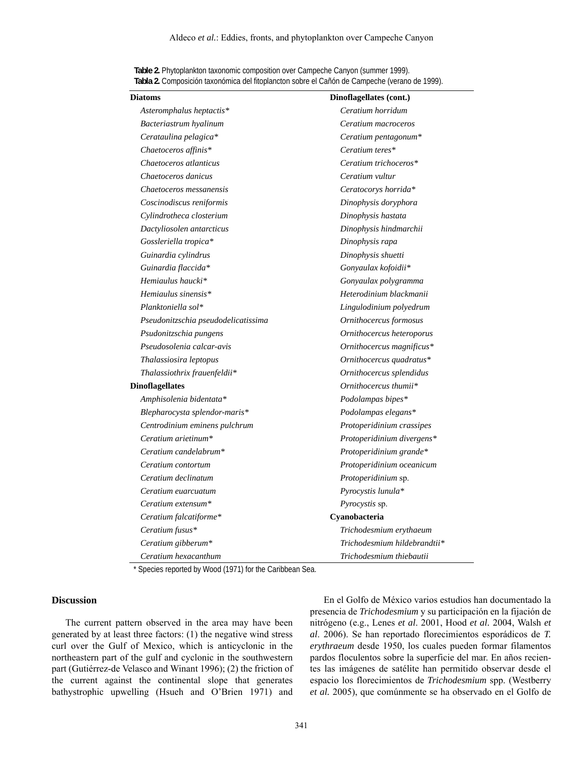**Table 2.** Phytoplankton taxonomic composition over Campeche Canyon (summer 1999).
**Tabla 2.** Composición taxonómica del fitoplancton sobre el Cañón de Campeche (verano de 1999).

| Diatoms | Dinoflagellates (cont.) |
|---|---|
| *Asteromphalus heptactis\** | *Ceratium horridum* |
| *Bacteriastrum hyalinum* | *Ceratium macroceros* |
| *Cerataulina pelagica\** | *Ceratium pentagonum\** |
| *Chaetoceros affinis\** | *Ceratium teres\** |
| *Chaetoceros atlanticus* | *Ceratium trichoceros\** |
| *Chaetoceros danicus* | *Ceratium vultur* |
| *Chaetoceros messanensis* | *Ceratocorys horrida\** |
| *Coscinodiscus reniformis* | *Dinophysis doryphora* |
| *Cylindrotheca closterium* | *Dinophysis hastata* |
| *Dactyliosolen antarcticus* | *Dinophysis hindmarchii* |
| *Gossleriella tropica\** | *Dinophysis rapa* |
| *Guinardia cylindrus* | *Dinophysis shuetti* |
| *Guinardia flaccida\** | *Gonyaulax kofoidii\** |
| *Hemiaulus haucki\** | *Gonyaulax polygramma* |
| *Hemiaulus sinensis\** | *Heterodinium blackmanii* |
| *Planktoniella sol\** | *Lingulodinium polyedrum* |
| *Pseudonitzschia pseudodelicatissima* | *Ornithocercus formosus* |
| *Psudonitzschia pungens* | *Ornithocercus heteroporus* |
| *Pseudosolenia calcar-avis* | *Ornithocercus magnificus\** |
| *Thalassiosira leptopus* | *Ornithocercus quadratus\** |
| *Thalassiothrix frauenfeldii\** | *Ornithocercus splendidus* |
| **Dinoflagellates** | *Ornithocercus thumii\** |
| *Amphisolenia bidentata\** | *Podolampas bipes\** |
| *Blepharocysta splendor-maris\** | *Podolampas elegans\** |
| *Centrodinium eminens pulchrum* | *Protoperidinium crassipes* |
| *Ceratium arietinum\** | *Protoperidinium divergens\** |
| *Ceratium candelabrum\** | *Protoperidinium grande\** |
| *Ceratium contortum* | *Protoperidinium oceanicum* |
| *Ceratium declinatum* | *Protoperidinium* sp. |
| *Ceratium euarcuatum* | *Pyrocystis lunula\** |
| *Ceratium extensum\** | *Pyrocystis* sp. |
| *Ceratium falcatiforme\** | **Cyanobacteria** |
| *Ceratium fusus\** | *Trichodesmium erythaeum* |
| *Ceratium gibberum\** | *Trichodesmium hildebrandtii\** |
| *Ceratium hexacanthum* | *Trichodesmium thiebautii* |

\* Species reported by Wood (1971) for the Caribbean Sea.

## Discussion

The current pattern observed in the area may have been generated by at least three factors: (1) the negative wind stress curl over the Gulf of Mexico, which is anticyclonic in the northeastern part of the gulf and cyclonic in the southwestern part (Gutiérrez-de Velasco and Winant 1996); (2) the friction of the current against the continental slope that generates bathystrophic upwelling (Hsueh and O'Brien 1971) and

En el Golfo de México varios estudios han documentado la presencia de *Trichodesmium* y su participación en la fijación de nitrógeno (e.g., Lenes *et al*. 2001, Hood *et al*. 2004, Walsh *et al*. 2006). Se han reportado florecimientos esporádicos de *T. erythraeum* desde 1950, los cuales pueden formar filamentos pardos floculentos sobre la superficie del mar. En años recientes las imágenes de satélite han permitido observar desde el espacio los florecimientos de *Trichodesmium* spp. (Westberry *et al.* 2005), que comúnmente se ha observado en el Golfo de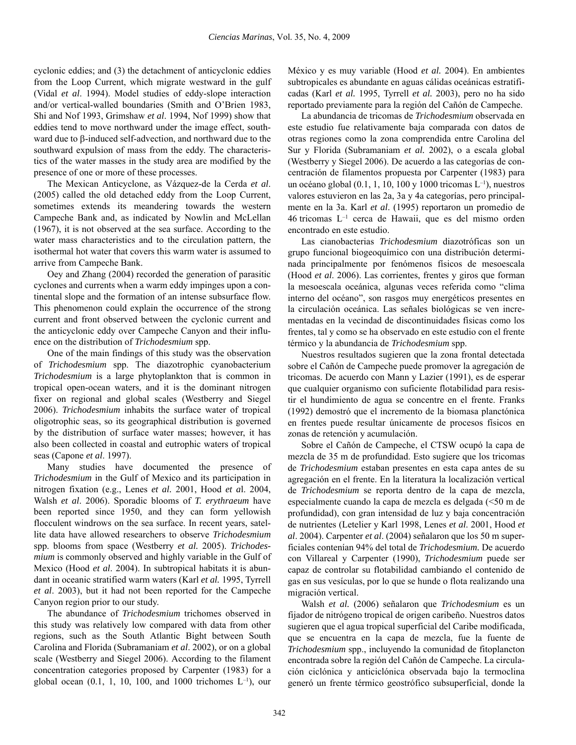cyclonic eddies; and (3) the detachment of anticyclonic eddies from the Loop Current, which migrate westward in the gulf (Vidal *et al*. 1994). Model studies of eddy-slope interaction and/or vertical-walled boundaries (Smith and O'Brien 1983, Shi and Nof 1993, Grimshaw *et al*. 1994, Nof 1999) show that eddies tend to move northward under the image effect, southward due to β-induced self-advection, and northward due to the southward expulsion of mass from the eddy. The characteristics of the water masses in the study area are modified by the presence of one or more of these processes.

The Mexican Anticyclone, as Vázquez-de la Cerda *et al*. (2005) called the old detached eddy from the Loop Current, sometimes extends its meandering towards the western Campeche Bank and, as indicated by Nowlin and McLellan (1967), it is not observed at the sea surface. According to the water mass characteristics and to the circulation pattern, the isothermal hot water that covers this warm water is assumed to arrive from Campeche Bank.

Oey and Zhang (2004) recorded the generation of parasitic cyclones and currents when a warm eddy impinges upon a continental slope and the formation of an intense subsurface flow. This phenomenon could explain the occurrence of the strong current and front observed between the cyclonic current and the anticyclonic eddy over Campeche Canyon and their influence on the distribution of *Trichodesmium* spp.

One of the main findings of this study was the observation of *Trichodesmium* spp. The diazotrophic cyanobacterium *Trichodesmium* is a large phytoplankton that is common in tropical open-ocean waters, and it is the dominant nitrogen fixer on regional and global scales (Westberry and Siegel 2006). *Trichodesmium* inhabits the surface water of tropical oligotrophic seas, so its geographical distribution is governed by the distribution of surface water masses; however, it has also been collected in coastal and eutrophic waters of tropical seas (Capone *et al*. 1997).

Many studies have documented the presence of *Trichodesmium* in the Gulf of Mexico and its participation in nitrogen fixation (e.g., Lenes *et al.* 2001, Hood *et a*l. 2004, Walsh *et al*. 2006). Sporadic blooms of *T. erythraeum* have been reported since 1950, and they can form yellowish flocculent windrows on the sea surface. In recent years, satellite data have allowed researchers to observe *Trichodesmium* spp. blooms from space (Westberry *et al.* 2005). *Trichodesmium* is commonly observed and highly variable in the Gulf of Mexico (Hood *et al*. 2004). In subtropical habitats it is abundant in oceanic stratified warm waters (Karl *et al.* 1995, Tyrrell *et al*. 2003), but it had not been reported for the Campeche Canyon region prior to our study.

The abundance of *Trichodesmium* trichomes observed in this study was relatively low compared with data from other regions, such as the South Atlantic Bight between South Carolina and Florida (Subramaniam *et al*. 2002), or on a global scale (Westberry and Siegel 2006). According to the filament concentration categories proposed by Carpenter (1983) for a global ocean (0.1, 1, 10, 100, and 1000 trichomes $L^{-1}$), our

México y es muy variable (Hood *et al.* 2004). En ambientes subtropicales es abundante en aguas cálidas oceánicas estratificadas (Karl *et al.* 1995, Tyrrell *et al.* 2003), pero no ha sido reportado previamente para la región del Cañón de Campeche.

La abundancia de tricomas de *Trichodesmium* observada en este estudio fue relativamente baja comparada con datos de otras regiones como la zona comprendida entre Carolina del Sur y Florida (Subramaniam *et al.* 2002), o a escala global (Westberry y Siegel 2006). De acuerdo a las categorías de concentración de filamentos propuesta por Carpenter (1983) para un océano global (0.1, 1, 10, 100 y 1000 tricomas $L^{-1}$), nuestros valores estuvieron en las 2a, 3a y 4a categorías, pero principalmente en la 3a. Karl *et al*. (1995) reportaron un promedio de 46 tricomas $L^{-1}$ cerca de Hawaii, que es del mismo orden encontrado en este estudio.

Las cianobacterias *Trichodesmium* diazotróficas son un grupo funcional biogeoquímico con una distribución determinada principalmente por fenómenos físicos de mesoescala (Hood *et al*. 2006). Las corrientes, frentes y giros que forman la mesoescala oceánica, algunas veces referida como "clima interno del océano", son rasgos muy energéticos presentes en la circulación oceánica. Las señales biológicas se ven incrementadas en la vecindad de discontinuidades físicas como los frentes, tal y como se ha observado en este estudio con el frente térmico y la abundancia de *Trichodesmium* spp.

Nuestros resultados sugieren que la zona frontal detectada sobre el Cañón de Campeche puede promover la agregación de tricomas. De acuerdo con Mann y Lazier (1991), es de esperar que cualquier organismo con suficiente flotabilidad para resistir el hundimiento de agua se concentre en el frente. Franks (1992) demostró que el incremento de la biomasa planctónica en frentes puede resultar únicamente de procesos físicos en zonas de retención y acumulación.

Sobre el Cañón de Campeche, el CTSW ocupó la capa de mezcla de 35 m de profundidad. Esto sugiere que los tricomas de *Trichodesmium* estaban presentes en esta capa antes de su agregación en el frente. En la literatura la localización vertical de *Trichodesmium* se reporta dentro de la capa de mezcla, especialmente cuando la capa de mezcla es delgada (<50 m de profundidad), con gran intensidad de luz y baja concentración de nutrientes (Letelier y Karl 1998, Lenes *et al.* 2001, Hood *et al*. 2004). Carpenter *et al*. (2004) señalaron que los 50 m superficiales contenían 94% del total de *Trichodesmium.* De acuerdo con Villareal y Carpenter (1990), *Trichodesmium* puede ser capaz de controlar su flotabilidad cambiando el contenido de gas en sus vesículas, por lo que se hunde o flota realizando una migración vertical.

Walsh *et al.* (2006) señalaron que *Trichodesmium* es un fijador de nitrógeno tropical de origen caribeño. Nuestros datos sugieren que el agua tropical superficial del Caribe modificada, que se encuentra en la capa de mezcla, fue la fuente de *Trichodesmium* spp., incluyendo la comunidad de fitoplancton encontrada sobre la región del Cañón de Campeche. La circulación ciclónica y anticiclónica observada bajo la termoclina generó un frente térmico geostrófico subsuperficial, donde la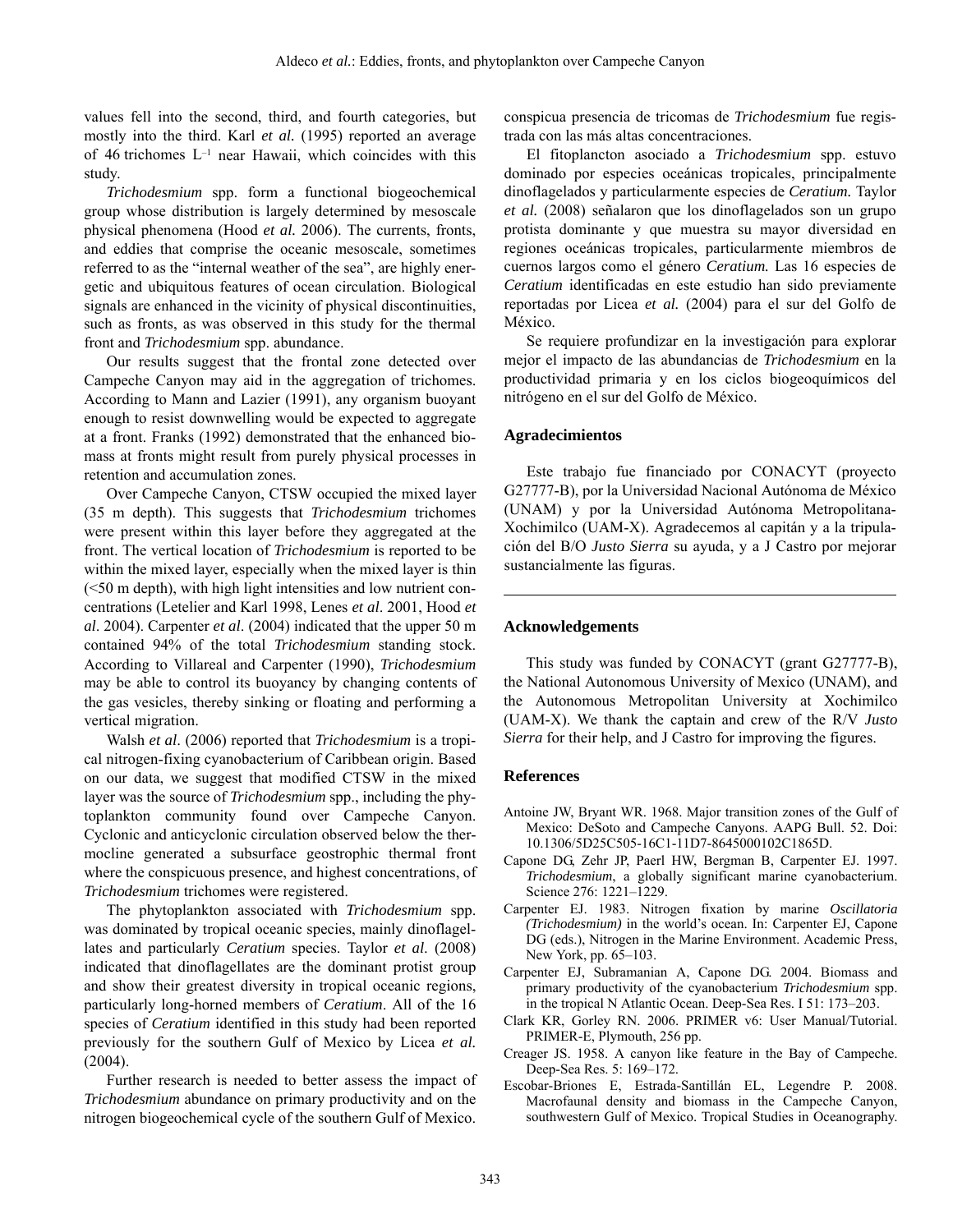values fell into the second, third, and fourth categories, but mostly into the third. Karl *et al.* (1995) reported an average of 46 trichomes $L^{-1}$ near Hawaii, which coincides with this study.

*Trichodesmium* spp. form a functional biogeochemical group whose distribution is largely determined by mesoscale physical phenomena (Hood *et al.* 2006). The currents, fronts, and eddies that comprise the oceanic mesoscale, sometimes referred to as the "internal weather of the sea", are highly energetic and ubiquitous features of ocean circulation. Biological signals are enhanced in the vicinity of physical discontinuities, such as fronts, as was observed in this study for the thermal front and *Trichodesmium* spp. abundance.

Our results suggest that the frontal zone detected over Campeche Canyon may aid in the aggregation of trichomes. According to Mann and Lazier (1991), any organism buoyant enough to resist downwelling would be expected to aggregate at a front. Franks (1992) demonstrated that the enhanced biomass at fronts might result from purely physical processes in retention and accumulation zones.

Over Campeche Canyon, CTSW occupied the mixed layer (35 m depth). This suggests that *Trichodesmium* trichomes were present within this layer before they aggregated at the front. The vertical location of *Trichodesmium* is reported to be within the mixed layer, especially when the mixed layer is thin (<50 m depth), with high light intensities and low nutrient concentrations (Letelier and Karl 1998, Lenes *et al*. 2001, Hood *et al*. 2004). Carpenter *et al*. (2004) indicated that the upper 50 m contained 94% of the total *Trichodesmium* standing stock. According to Villareal and Carpenter (1990), *Trichodesmium* may be able to control its buoyancy by changing contents of the gas vesicles, thereby sinking or floating and performing a vertical migration.

Walsh *et al*. (2006) reported that *Trichodesmium* is a tropical nitrogen-fixing cyanobacterium of Caribbean origin. Based on our data, we suggest that modified CTSW in the mixed layer was the source of *Trichodesmium* spp., including the phytoplankton community found over Campeche Canyon. Cyclonic and anticyclonic circulation observed below the thermocline generated a subsurface geostrophic thermal front where the conspicuous presence, and highest concentrations, of *Trichodesmium* trichomes were registered.

The phytoplankton associated with *Trichodesmium* spp. was dominated by tropical oceanic species, mainly dinoflagellates and particularly *Ceratium* species. Taylor *et al.* (2008) indicated that dinoflagellates are the dominant protist group and show their greatest diversity in tropical oceanic regions, particularly long-horned members of *Ceratium*. All of the 16 species of *Ceratium* identified in this study had been reported previously for the southern Gulf of Mexico by Licea *et al.* (2004).

Further research is needed to better assess the impact of *Trichodesmium* abundance on primary productivity and on the nitrogen biogeochemical cycle of the southern Gulf of Mexico.

conspicua presencia de tricomas de *Trichodesmium* fue registrada con las más altas concentraciones.

El fitoplancton asociado a *Trichodesmium* spp. estuvo dominado por especies oceánicas tropicales, principalmente dinoflagelados y particularmente especies de *Ceratium*. Taylor *et al.* (2008) señalaron que los dinoflagelados son un grupo protista dominante y que muestra su mayor diversidad en regiones oceánicas tropicales, particularmente miembros de cuernos largos como el género *Ceratium.* Las 16 especies de *Ceratium* identificadas en este estudio han sido previamente reportadas por Licea *et al.* (2004) para el sur del Golfo de México.

Se requiere profundizar en la investigación para explorar mejor el impacto de las abundancias de *Trichodesmium* en la productividad primaria y en los ciclos biogeoquímicos del nitrógeno en el sur del Golfo de México.

### Agradecimientos

Este trabajo fue financiado por CONACYT (proyecto G27777-B), por la Universidad Nacional Autónoma de México (UNAM) y por la Universidad Autónoma Metropolitana-Xochimilco (UAM-X). Agradecemos al capitán y a la tripulación del B/O *Justo Sierra* su ayuda, y a J Castro por mejorar sustancialmente las figuras.

---

### Acknowledgements

This study was funded by CONACYT (grant G27777-B), the National Autonomous University of Mexico (UNAM), and the Autonomous Metropolitan University at Xochimilco (UAM-X). We thank the captain and crew of the R/V *Justo Sierra* for their help, and J Castro for improving the figures.

### References

Antoine JW, Bryant WR. 1968. Major transition zones of the Gulf of Mexico: DeSoto and Campeche Canyons. AAPG Bull. 52. Doi: 10.1306/5D25C505-16C1-11D7-8645000102C1865D.

Capone DG, Zehr JP, Paerl HW, Bergman B, Carpenter EJ. 1997. *Trichodesmium*, a globally significant marine cyanobacterium. Science 276: 1221–1229.

Carpenter EJ. 1983. Nitrogen fixation by marine *Oscillatoria (Trichodesmium)* in the world's ocean. In: Carpenter EJ, Capone DG (eds.), Nitrogen in the Marine Environment. Academic Press, New York, pp. 65–103.

Carpenter EJ, Subramanian A, Capone DG. 2004. Biomass and primary productivity of the cyanobacterium *Trichodesmium* spp. in the tropical N Atlantic Ocean. Deep-Sea Res. I 51: 173–203.

Clark KR, Gorley RN. 2006. PRIMER v6: User Manual/Tutorial. PRIMER-E, Plymouth, 256 pp.

Creager JS. 1958. A canyon like feature in the Bay of Campeche. Deep-Sea Res. 5: 169–172.

Escobar-Briones E, Estrada-Santillán EL, Legendre P. 2008. Macrofaunal density and biomass in the Campeche Canyon, southwestern Gulf of Mexico. Tropical Studies in Oceanography.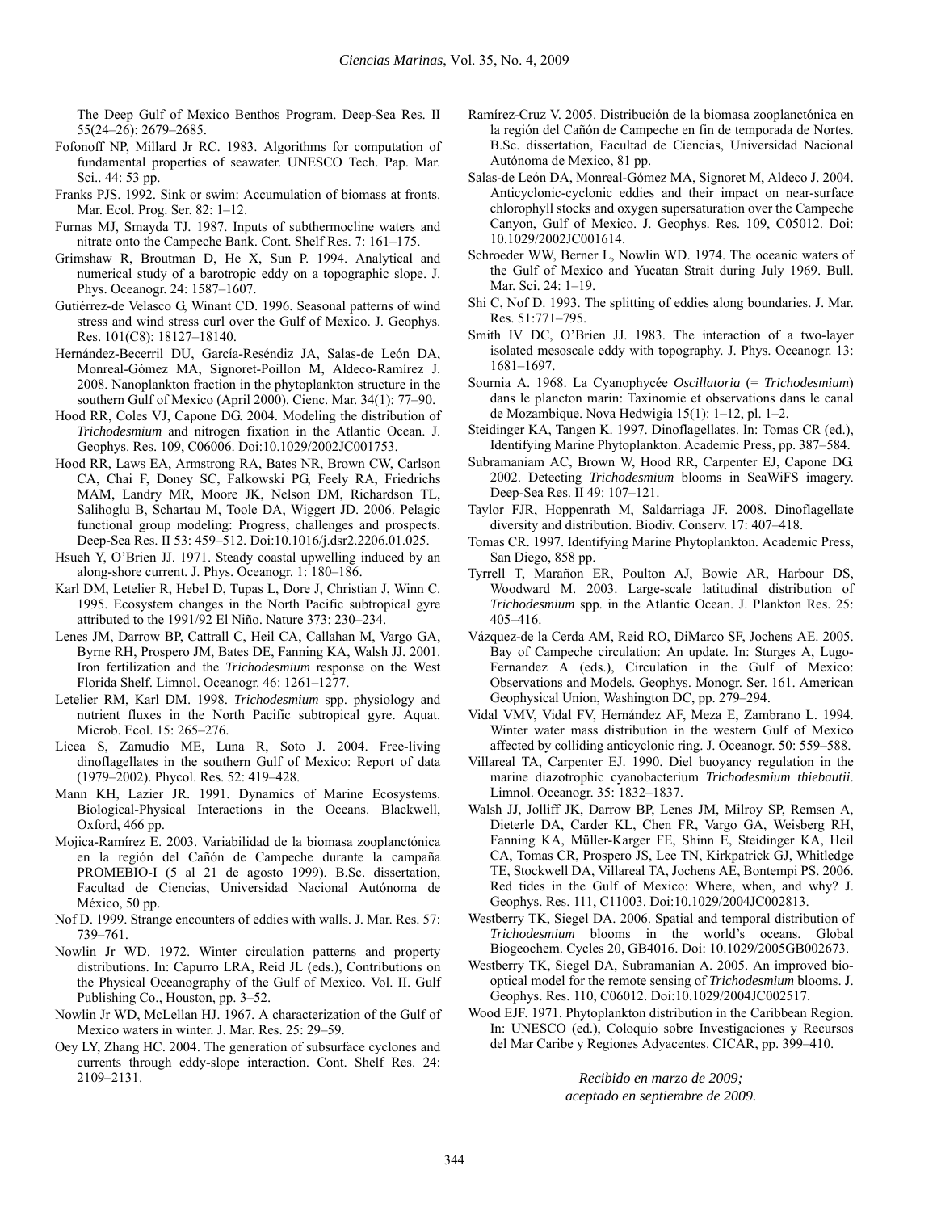The Deep Gulf of Mexico Benthos Program. Deep-Sea Res. II 55(24–26): 2679–2685.

Fofonoff NP, Millard Jr RC. 1983. Algorithms for computation of fundamental properties of seawater. UNESCO Tech. Pap. Mar. Sci.. 44: 53 pp.

Franks PJS. 1992. Sink or swim: Accumulation of biomass at fronts. Mar. Ecol. Prog. Ser. 82: 1–12.

Furnas MJ, Smayda TJ. 1987. Inputs of subthermocline waters and nitrate onto the Campeche Bank. Cont. Shelf Res. 7: 161–175.

Grimshaw R, Broutman D, He X, Sun P. 1994. Analytical and numerical study of a barotropic eddy on a topographic slope. J. Phys. Oceanogr. 24: 1587–1607.

Gutiérrez-de Velasco G, Winant CD. 1996. Seasonal patterns of wind stress and wind stress curl over the Gulf of Mexico. J. Geophys. Res. 101(C8): 18127–18140.

Hernández-Becerril DU, García-Reséndiz JA, Salas-de León DA, Monreal-Gómez MA, Signoret-Poillon M, Aldeco-Ramírez J. 2008. Nanoplankton fraction in the phytoplankton structure in the southern Gulf of Mexico (April 2000). Cienc. Mar. 34(1): 77–90.

Hood RR, Coles VJ, Capone DG. 2004. Modeling the distribution of *Trichodesmium* and nitrogen fixation in the Atlantic Ocean. J. Geophys. Res. 109, C06006. Doi:10.1029/2002JC001753.

Hood RR, Laws EA, Armstrong RA, Bates NR, Brown CW, Carlson CA, Chai F, Doney SC, Falkowski PG, Feely RA, Friedrichs MAM, Landry MR, Moore JK, Nelson DM, Richardson TL, Salihoglu B, Schartau M, Toole DA, Wiggert JD. 2006. Pelagic functional group modeling: Progress, challenges and prospects. Deep-Sea Res. II 53: 459–512. Doi:10.1016/j.dsr2.2206.01.025.

Hsueh Y, O'Brien JJ. 1971. Steady coastal upwelling induced by an along-shore current. J. Phys. Oceanogr. 1: 180–186.

Karl DM, Letelier R, Hebel D, Tupas L, Dore J, Christian J, Winn C. 1995. Ecosystem changes in the North Pacific subtropical gyre attributed to the 1991/92 El Niño. Nature 373: 230–234.

Lenes JM, Darrow BP, Cattrall C, Heil CA, Callahan M, Vargo GA, Byrne RH, Prospero JM, Bates DE, Fanning KA, Walsh JJ. 2001. Iron fertilization and the *Trichodesmium* response on the West Florida Shelf. Limnol. Oceanogr. 46: 1261–1277.

Letelier RM, Karl DM. 1998. *Trichodesmium* spp. physiology and nutrient fluxes in the North Pacific subtropical gyre. Aquat. Microb. Ecol. 15: 265–276.

Licea S, Zamudio ME, Luna R, Soto J. 2004. Free-living dinoflagellates in the southern Gulf of Mexico: Report of data (1979–2002). Phycol. Res. 52: 419–428.

Mann KH, Lazier JR. 1991. Dynamics of Marine Ecosystems. Biological-Physical Interactions in the Oceans. Blackwell, Oxford, 466 pp.

Mojica-Ramírez E. 2003. Variabilidad de la biomasa zooplanctónica en la región del Cañón de Campeche durante la campaña PROMEBIO-I (5 al 21 de agosto 1999). B.Sc. dissertation, Facultad de Ciencias, Universidad Nacional Autónoma de México, 50 pp.

Nof D. 1999. Strange encounters of eddies with walls. J. Mar. Res. 57: 739–761.

Nowlin Jr WD. 1972. Winter circulation patterns and property distributions. In: Capurro LRA, Reid JL (eds.), Contributions on the Physical Oceanography of the Gulf of Mexico. Vol. II. Gulf Publishing Co., Houston, pp. 3–52.

Nowlin Jr WD, McLellan HJ. 1967. A characterization of the Gulf of Mexico waters in winter. J. Mar. Res. 25: 29–59.

Oey LY, Zhang HC. 2004. The generation of subsurface cyclones and currents through eddy-slope interaction. Cont. Shelf Res. 24: 2109–2131.

Ramírez-Cruz V. 2005. Distribución de la biomasa zooplanctónica en la región del Cañón de Campeche en fin de temporada de Nortes. B.Sc. dissertation, Facultad de Ciencias, Universidad Nacional Autónoma de Mexico, 81 pp.

Salas-de León DA, Monreal-Gómez MA, Signoret M, Aldeco J. 2004. Anticyclonic-cyclonic eddies and their impact on near-surface chlorophyll stocks and oxygen supersaturation over the Campeche Canyon, Gulf of Mexico. J. Geophys. Res. 109, C05012. Doi: 10.1029/2002JC001614.

Schroeder WW, Berner L, Nowlin WD. 1974. The oceanic waters of the Gulf of Mexico and Yucatan Strait during July 1969. Bull. Mar. Sci. 24: 1–19.

Shi C, Nof D. 1993. The splitting of eddies along boundaries. J. Mar. Res. 51:771–795.

Smith IV DC, O'Brien JJ. 1983. The interaction of a two-layer isolated mesoscale eddy with topography. J. Phys. Oceanogr. 13: 1681–1697.

Sournia A. 1968. La Cyanophycée *Oscillatoria* (= *Trichodesmium*) dans le plancton marin: Taxinomie et observations dans le canal de Mozambique. Nova Hedwigia 15(1): 1–12, pl. 1–2.

Steidinger KA, Tangen K. 1997. Dinoflagellates. In: Tomas CR (ed.), Identifying Marine Phytoplankton. Academic Press, pp. 387–584.

Subramaniam AC, Brown W, Hood RR, Carpenter EJ, Capone DG. 2002. Detecting *Trichodesmium* blooms in SeaWiFS imagery. Deep-Sea Res. II 49: 107–121.

Taylor FJR, Hoppenrath M, Saldarriaga JF. 2008. Dinoflagellate diversity and distribution. Biodiv. Conserv. 17: 407–418.

Tomas CR. 1997. Identifying Marine Phytoplankton. Academic Press, San Diego, 858 pp.

Tyrrell T, Marañon ER, Poulton AJ, Bowie AR, Harbour DS, Woodward M. 2003. Large-scale latitudinal distribution of *Trichodesmium* spp. in the Atlantic Ocean. J. Plankton Res. 25: 405–416.

Vázquez-de la Cerda AM, Reid RO, DiMarco SF, Jochens AE. 2005. Bay of Campeche circulation: An update. In: Sturges A, Lugo-Fernandez A (eds.), Circulation in the Gulf of Mexico: Observations and Models. Geophys. Monogr. Ser. 161. American Geophysical Union, Washington DC, pp. 279–294.

Vidal VMV, Vidal FV, Hernández AF, Meza E, Zambrano L. 1994. Winter water mass distribution in the western Gulf of Mexico affected by colliding anticyclonic ring. J. Oceanogr. 50: 559–588.

Villareal TA, Carpenter EJ. 1990. Diel buoyancy regulation in the marine diazotrophic cyanobacterium *Trichodesmium thiebautii*. Limnol. Oceanogr. 35: 1832–1837.

Walsh JJ, Jolliff JK, Darrow BP, Lenes JM, Milroy SP, Remsen A, Dieterle DA, Carder KL, Chen FR, Vargo GA, Weisberg RH, Fanning KA, Müller-Karger FE, Shinn E, Steidinger KA, Heil CA, Tomas CR, Prospero JS, Lee TN, Kirkpatrick GJ, Whitledge TE, Stockwell DA, Villareal TA, Jochens AE, Bontempi PS. 2006. Red tides in the Gulf of Mexico: Where, when, and why? J. Geophys. Res. 111, C11003. Doi:10.1029/2004JC002813.

Westberry TK, Siegel DA. 2006. Spatial and temporal distribution of *Trichodesmium* blooms in the world's oceans. Global Biogeochem. Cycles 20, GB4016. Doi: 10.1029/2005GB002673.

Westberry TK, Siegel DA, Subramanian A. 2005. An improved bio-optical model for the remote sensing of *Trichodesmium* blooms. J. Geophys. Res. 110, C06012. Doi:10.1029/2004JC002517.

Wood EJF. 1971. Phytoplankton distribution in the Caribbean Region. In: UNESCO (ed.), Coloquio sobre Investigaciones y Recursos del Mar Caribe y Regiones Adyacentes. CICAR, pp. 399–410.

*Recibido en marzo de 2009;*
*aceptado en septiembre de 2009.*